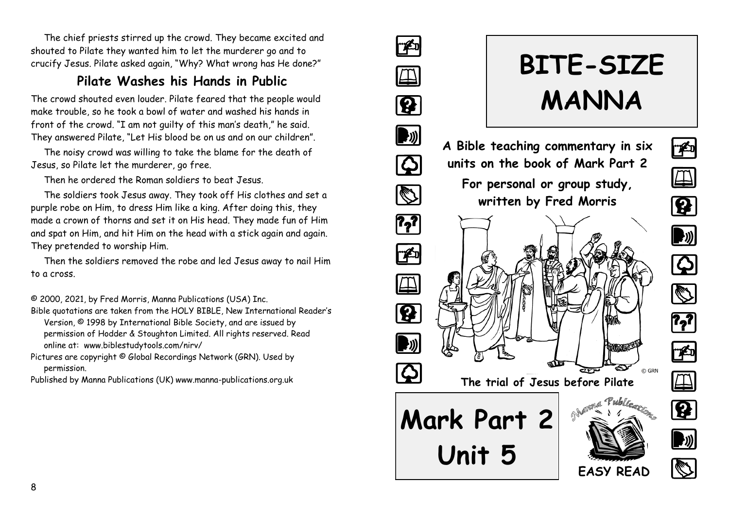The chief priests stirred up the crowd. They became excited and shouted to Pilate they wanted him to let the murderer go and to crucify Jesus. Pilate asked again, "Why? What wrong has He done?"

## Pilate Washes his Hands in Public

The crowd shouted even louder. Pilate feared that the people would make trouble, so he took a bowl of water and washed his hands in front of the crowd. "I am not guilty of this man's death," he said. They answered Pilate, "Let His blood be on us and on our children".

The noisy crowd was willing to take the blame for the death of Jesus, so Pilate let the murderer, go free.

Then he ordered the Roman soldiers to beat Jesus.

The soldiers took Jesus away. They took off His clothes and set a purple robe on Him, to dress Him like a king. After doing this, they made a crown of thorns and set it on His head. They made fun of Him and spat on Him, and hit Him on the head with a stick again and again. They pretended to worship Him.

Then the soldiers removed the robe and led Jesus away to nail Him to a cross.

© 2000, 2021, by Fred Morris, Manna Publications (USA) Inc.

Bible quotations are taken from the HOLY BIBLE, New International Reader's Version, © 1998 by International Bible Society, and are issued by permission of Hodder & Stoughton Limited. All rights reserved. Read online at: www.biblestudytools.com/nirv/

Pictures are copyright © Global Recordings Network (GRN). Used by permission.

Published by Manna Publications (UK) www.manna-publications.org.uk

# BITE-SIZE MANNA

**A Bible teaching commentary in six units on the book of Mark Part 2**

**For personal or group study, written by Fred Morris**

© GRN

**The trial of Jesus before Pilate**

# Mark Part 2 Unit 5

Manna Publications

**EASY READ**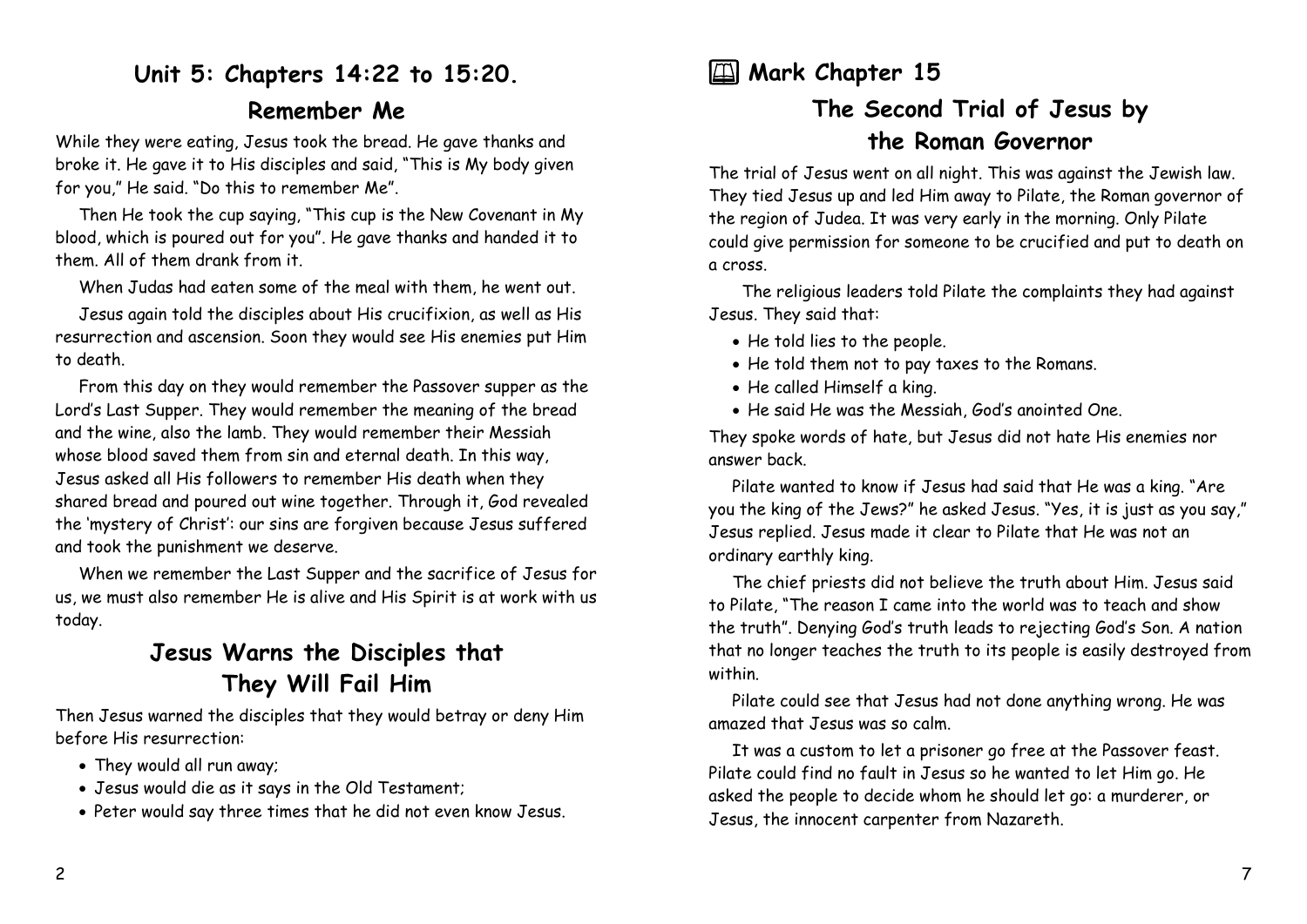## Unit 5: Chapters 14:22 to 15:20.

### Remember Me

While they were eating, Jesus took the bread. He gave thanks and broke it. He gave it to His disciples and said, "This is My body given for you," He said. "Do this to remember Me".

Then He took the cup saying, "This cup is the New Covenant in My blood, which is poured out for you". He gave thanks and handed it to them. All of them drank from it.

When Judas had eaten some of the meal with them, he went out.

Jesus again told the disciples about His crucifixion, as well as His resurrection and ascension. Soon they would see His enemies put Him to death.

From this day on they would remember the Passover supper as the Lord's Last Supper. They would remember the meaning of the bread and the wine, also the lamb. They would remember their Messiah whose blood saved them from sin and eternal death. In this way, Jesus asked all His followers to remember His death when they shared bread and poured out wine together. Through it, God revealed the 'mystery of Christ': our sins are forgiven because Jesus suffered and took the punishment we deserve.

When we remember the Last Supper and the sacrifice of Jesus for us, we must also remember He is alive and His Spirit is at work with us today.

### Jesus Warns the Disciples that They Will Fail Him

Then Jesus warned the disciples that they would betray or deny Him before His resurrection:

- They would all run away;
- Jesus would die as it says in the Old Testament;
- Peter would say three times that he did not even know Jesus.

## Mark Chapter 15

### The Second Trial of Jesus by the Roman Governor

The trial of Jesus went on all night. This was against the Jewish law. They tied Jesus up and led Him away to Pilate, the Roman governor of the region of Judea. It was very early in the morning. Only Pilate could give permission for someone to be crucified and put to death on a cross.

The religious leaders told Pilate the complaints they had against Jesus. They said that:

- He told lies to the people.
- He told them not to pay taxes to the Romans.
- He called Himself a king.
- He said He was the Messiah, God's anointed One.

They spoke words of hate, but Jesus did not hate His enemies nor answer back.

Pilate wanted to know if Jesus had said that He was a king. "Are you the king of the Jews?" he asked Jesus. "Yes, it is just as you say," Jesus replied. Jesus made it clear to Pilate that He was not an ordinary earthly king.

The chief priests did not believe the truth about Him. Jesus said to Pilate, "The reason I came into the world was to teach and show the truth". Denying God's truth leads to rejecting God's Son. A nation that no longer teaches the truth to its people is easily destroyed from within.

Pilate could see that Jesus had not done anything wrong. He was amazed that Jesus was so calm.

It was a custom to let a prisoner go free at the Passover feast. Pilate could find no fault in Jesus so he wanted to let Him go. He asked the people to decide whom he should let go: a murderer, or Jesus, the innocent carpenter from Nazareth.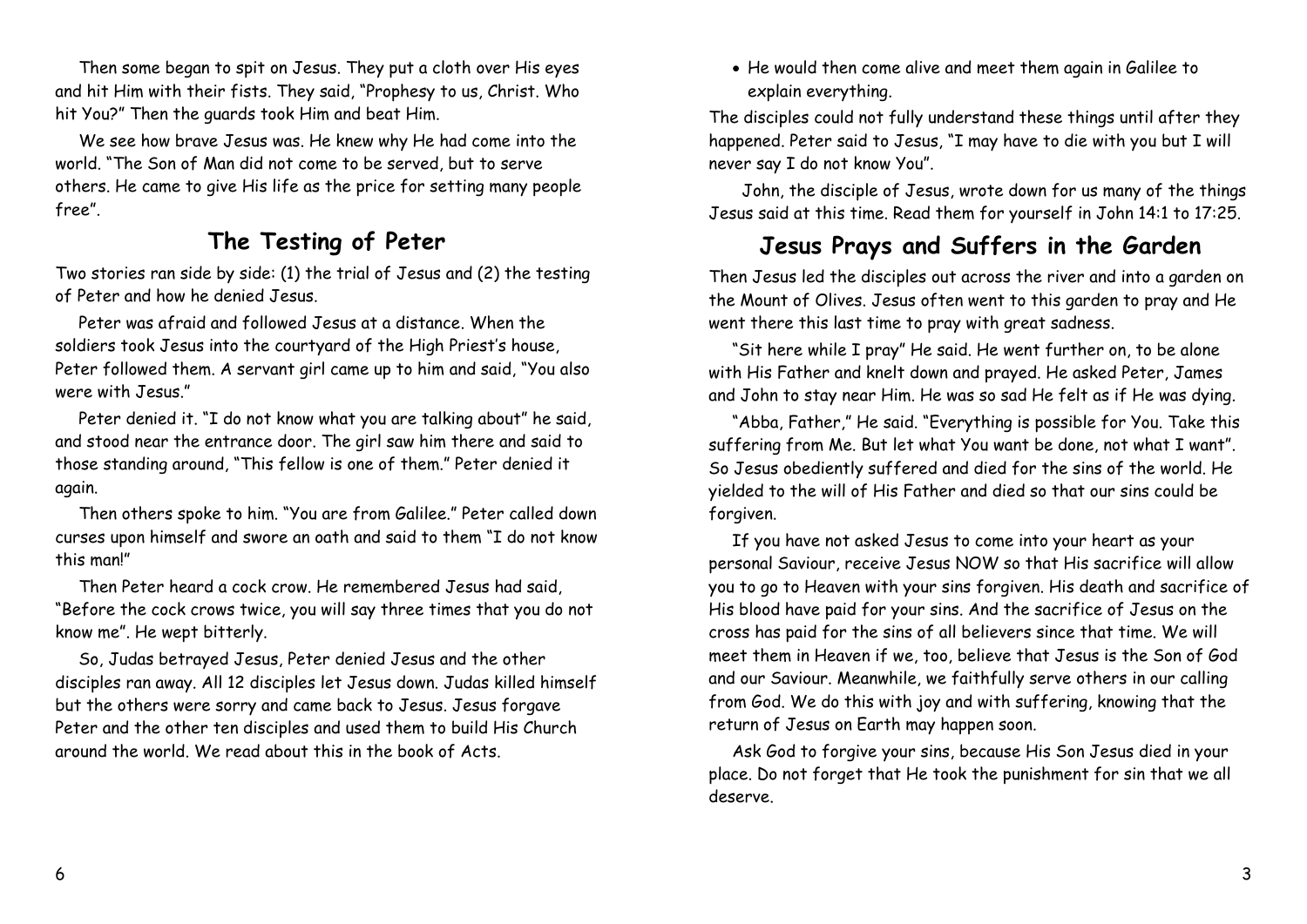Then some began to spit on Jesus. They put a cloth over His eyes and hit Him with their fists. They said, "Prophesy to us, Christ. Who hit You?" Then the guards took Him and beat Him.

We see how brave Jesus was. He knew why He had come into the world. "The Son of Man did not come to be served, but to serve others. He came to give His life as the price for setting many people free".

## The Testing of Peter

Two stories ran side by side: (1) the trial of Jesus and (2) the testing of Peter and how he denied Jesus.

Peter was afraid and followed Jesus at a distance. When the soldiers took Jesus into the courtyard of the High Priest's house, Peter followed them. A servant girl came up to him and said, "You also were with Jesus."

Peter denied it. "I do not know what you are talking about" he said, and stood near the entrance door. The girl saw him there and said to those standing around, "This fellow is one of them." Peter denied it again.

Then others spoke to him. "You are from Galilee." Peter called down curses upon himself and swore an oath and said to them "I do not know this man!"

Then Peter heard a cock crow. He remembered Jesus had said, "Before the cock crows twice, you will say three times that you do not know me". He wept bitterly.

So, Judas betrayed Jesus, Peter denied Jesus and the other disciples ran away. All 12 disciples let Jesus down. Judas killed himself but the others were sorry and came back to Jesus. Jesus forgave Peter and the other ten disciples and used them to build His Church around the world. We read about this in the book of Acts.

- He would then come alive and meet them again in Galilee to explain everything.

The disciples could not fully understand these things until after they happened. Peter said to Jesus, "I may have to die with you but I will never say I do not know You".

John, the disciple of Jesus, wrote down for us many of the things Jesus said at this time. Read them for yourself in John 14:1 to 17:25.

## Jesus Prays and Suffers in the Garden

Then Jesus led the disciples out across the river and into a garden on the Mount of Olives. Jesus often went to this garden to pray and He went there this last time to pray with great sadness.

"Sit here while I pray" He said. He went further on, to be alone with His Father and knelt down and prayed. He asked Peter, James and John to stay near Him. He was so sad He felt as if He was dying.

"Abba, Father," He said. "Everything is possible for You. Take this suffering from Me. But let what You want be done, not what I want". So Jesus obediently suffered and died for the sins of the world. He yielded to the will of His Father and died so that our sins could be forgiven.

If you have not asked Jesus to come into your heart as your personal Saviour, receive Jesus NOW so that His sacrifice will allow you to go to Heaven with your sins forgiven. His death and sacrifice of His blood have paid for your sins. And the sacrifice of Jesus on the cross has paid for the sins of all believers since that time. We will meet them in Heaven if we, too, believe that Jesus is the Son of God and our Saviour. Meanwhile, we faithfully serve others in our calling from God. We do this with joy and with suffering, knowing that the return of Jesus on Earth may happen soon.

Ask God to forgive your sins, because His Son Jesus died in your place. Do not forget that He took the punishment for sin that we all deserve.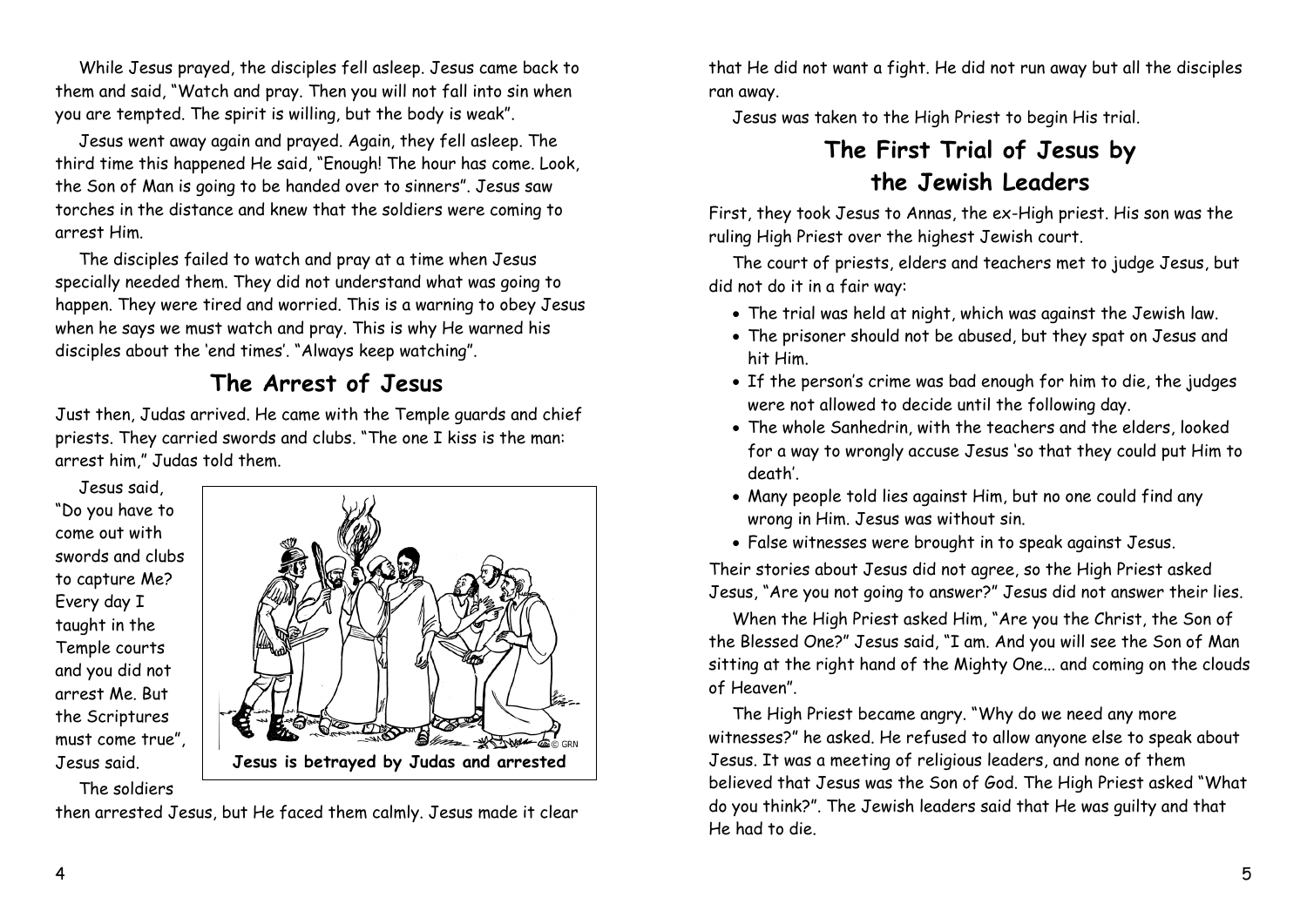While Jesus prayed, the disciples fell asleep. Jesus came back to them and said, "Watch and pray. Then you will not fall into sin when you are tempted. The spirit is willing, but the body is weak".

Jesus went away again and prayed. Again, they fell asleep. The third time this happened He said, "Enough! The hour has come. Look, the Son of Man is going to be handed over to sinners". Jesus saw torches in the distance and knew that the soldiers were coming to arrest Him.

The disciples failed to watch and pray at a time when Jesus specially needed them. They did not understand what was going to happen. They were tired and worried. This is a warning to obey Jesus when he says we must watch and pray. This is why He warned his disciples about the 'end times'. "Always keep watching".

## The Arrest of Jesus

Just then, Judas arrived. He came with the Temple guards and chief priests. They carried swords and clubs. "The one I kiss is the man: arrest him," Judas told them.

Jesus said, "Do you have to come out with swords and clubs to capture Me? Every day I taught in the Temple courts and you did not arrest Me. But the Scriptures must come true", Jesus said.

**Jesus is betrayed by Judas and arrested**

The soldiers then arrested Jesus, but He faced them calmly. Jesus made it clear that He did not want a fight. He did not run away but all the disciples ran away.

Jesus was taken to the High Priest to begin His trial.

## The First Trial of Jesus by the Jewish Leaders

First, they took Jesus to Annas, the ex-High priest. His son was the ruling High Priest over the highest Jewish court.

The court of priests, elders and teachers met to judge Jesus, but did not do it in a fair way:

- The trial was held at night, which was against the Jewish law.
- The prisoner should not be abused, but they spat on Jesus and hit Him.
- If the person's crime was bad enough for him to die, the judges were not allowed to decide until the following day.
- The whole Sanhedrin, with the teachers and the elders, looked for a way to wrongly accuse Jesus 'so that they could put Him to death'.
- Many people told lies against Him, but no one could find any wrong in Him. Jesus was without sin.
- False witnesses were brought in to speak against Jesus.

Their stories about Jesus did not agree, so the High Priest asked Jesus, "Are you not going to answer?" Jesus did not answer their lies.

When the High Priest asked Him, "Are you the Christ, the Son of the Blessed One?" Jesus said, "I am. And you will see the Son of Man sitting at the right hand of the Mighty One... and coming on the clouds of Heaven".

The High Priest became angry. "Why do we need any more witnesses?" he asked. He refused to allow anyone else to speak about Jesus. It was a meeting of religious leaders, and none of them believed that Jesus was the Son of God. The High Priest asked "What do you think?". The Jewish leaders said that He was guilty and that He had to die.